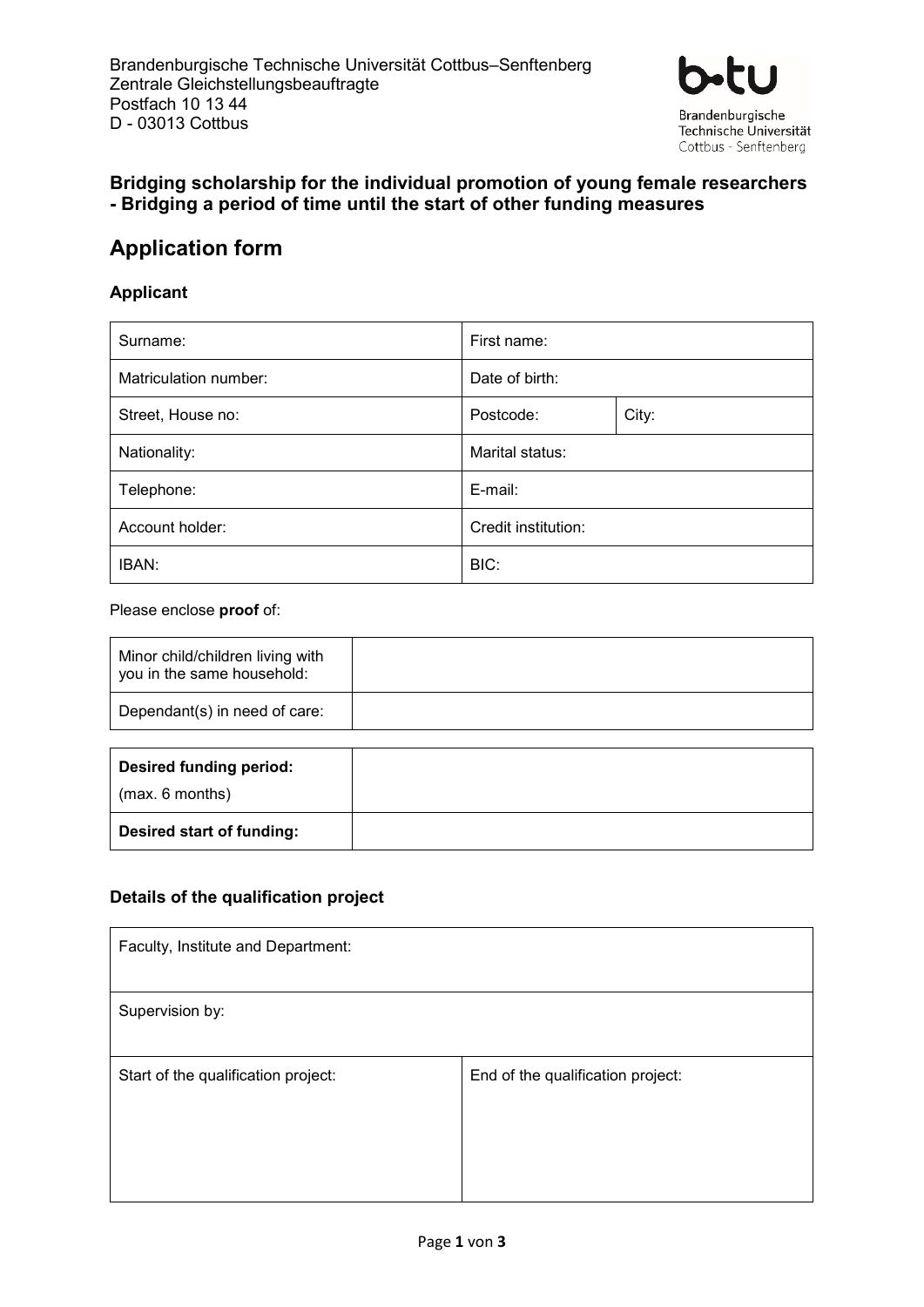Brandenburgische Technische Universität Cottbus–Senftenberg
Zentrale Gleichstellungsbeauftragte
Postfach 10 13 44
D - 03013 Cottbus

b-tu Brandenburgische Technische Universität Cottbus - Senftenberg

**Bridging scholarship for the individual promotion of young female researchers - Bridging a period of time until the start of other funding measures**

# Application form

### Applicant

| Surname: | First name: | |
|---|---|---|
| Matriculation number: | Date of birth: | |
| Street, House no: | Postcode: | City: |
| Nationality: | Marital status: | |
| Telephone: | E-mail: | |
| Account holder: | Credit institution: | |
| IBAN: | BIC: | |

Please enclose **proof** of:

| | |
|---|---|
| Minor child/children living with you in the same household: | |
| Dependant(s) in need of care: | |

| | |
|---|---|
| **Desired funding period:** (max. 6 months) | |
| **Desired start of funding:** | |

### Details of the qualification project

| | |
|---|---|
| Faculty, Institute and Department: | |
| Supervision by: | |
| Start of the qualification project: | End of the qualification project: |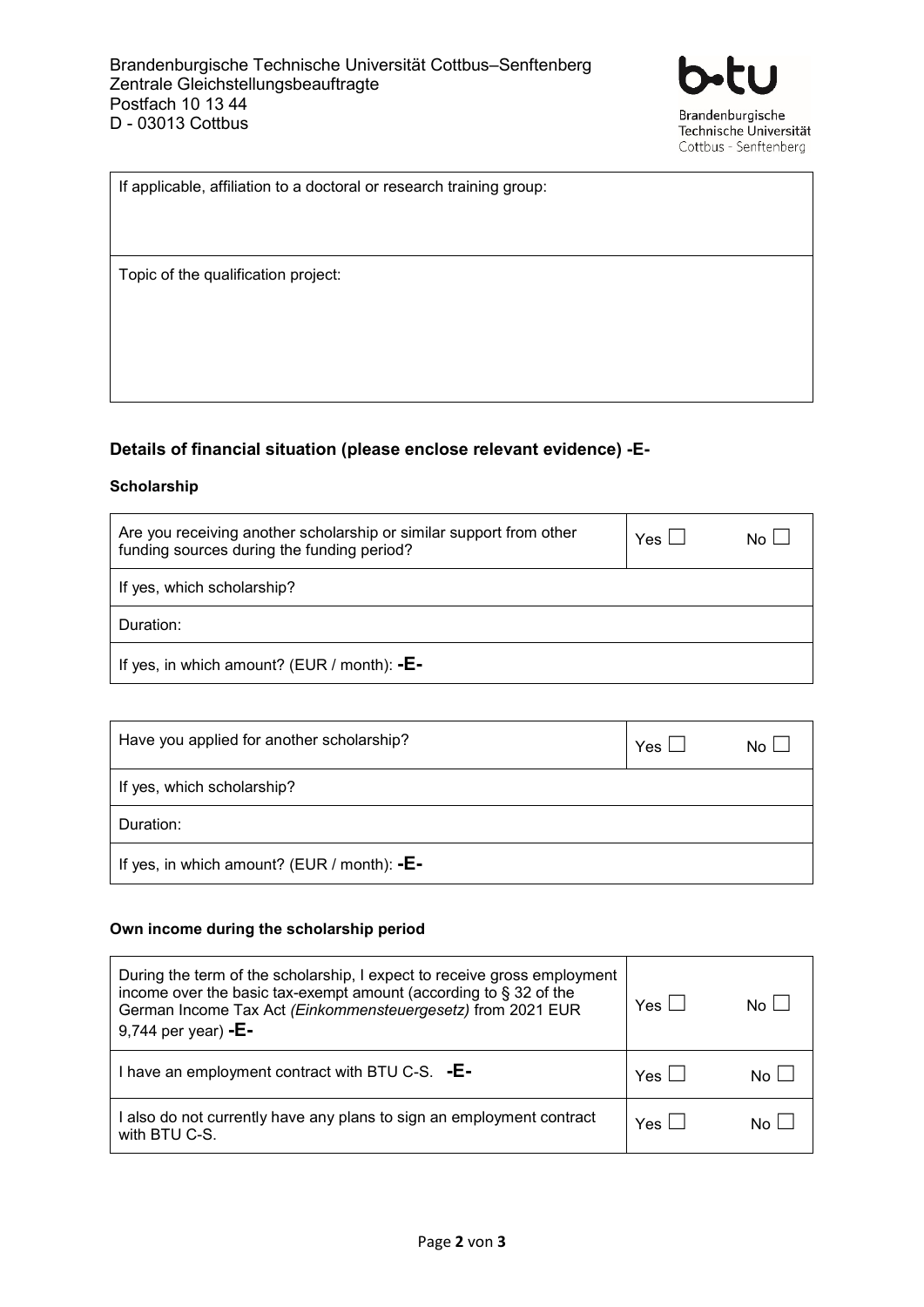Brandenburgische Technische Universität Cottbus–Senftenberg
Zentrale Gleichstellungsbeauftragte
Postfach 10 13 44
D - 03013 Cottbus

Brandenburgische Technische Universität Cottbus - Senftenberg

| If applicable, affiliation to a doctoral or research training group: |
|---|
| Topic of the qualification project: |

## Details of financial situation (please enclose relevant evidence) -E-

### Scholarship

| Are you receiving another scholarship or similar support from other funding sources during the funding period? | Yes ☐ | No ☐ |
|---|---|---|
| If yes, which scholarship? | | |
| Duration: | | |
| If yes, in which amount? (EUR / month): **-E-** | | |

| Have you applied for another scholarship? | Yes ☐ | No ☐ |
|---|---|---|
| If yes, which scholarship? | | |
| Duration: | | |
| If yes, in which amount? (EUR / month): **-E-** | | |

### Own income during the scholarship period

| During the term of the scholarship, I expect to receive gross employment income over the basic tax-exempt amount (according to § 32 of the German Income Tax Act *(Einkommensteuergesetz)* from 2021 EUR 9,744 per year) **-E-** | Yes ☐ | No ☐ |
|---|---|---|
| I have an employment contract with BTU C-S. **-E-** | Yes ☐ | No ☐ |
| I also do not currently have any plans to sign an employment contract with BTU C-S. | Yes ☐ | No ☐ |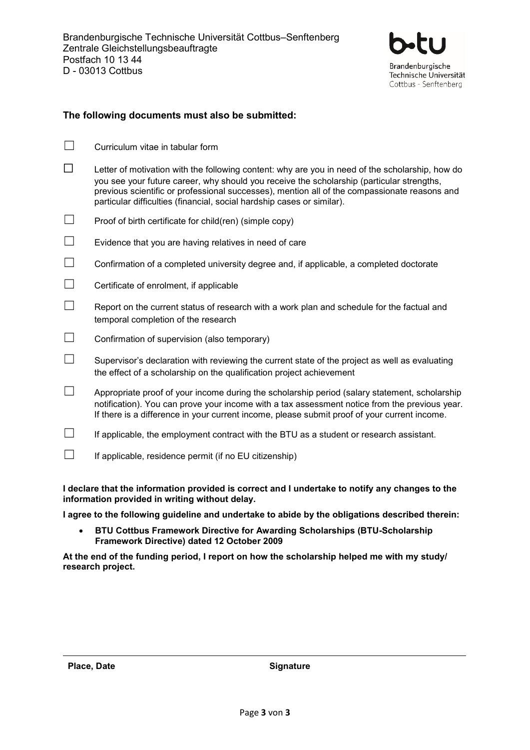Brandenburgische Technische Universität Cottbus–Senftenberg
Zentrale Gleichstellungsbeauftragte
Postfach 10 13 44
D - 03013 Cottbus

**The following documents must also be submitted:**

☐ Curriculum vitae in tabular form

☐ Letter of motivation with the following content: why are you in need of the scholarship, how do you see your future career, why should you receive the scholarship (particular strengths, previous scientific or professional successes), mention all of the compassionate reasons and particular difficulties (financial, social hardship cases or similar).

☐ Proof of birth certificate for child(ren) (simple copy)

☐ Evidence that you are having relatives in need of care

☐ Confirmation of a completed university degree and, if applicable, a completed doctorate

☐ Certificate of enrolment, if applicable

☐ Report on the current status of research with a work plan and schedule for the factual and temporal completion of the research

☐ Confirmation of supervision (also temporary)

☐ Supervisor's declaration with reviewing the current state of the project as well as evaluating the effect of a scholarship on the qualification project achievement

☐ Appropriate proof of your income during the scholarship period (salary statement, scholarship notification). You can prove your income with a tax assessment notice from the previous year. If there is a difference in your current income, please submit proof of your current income.

☐ If applicable, the employment contract with the BTU as a student or research assistant.

☐ If applicable, residence permit (if no EU citizenship)

**I declare that the information provided is correct and I undertake to notify any changes to the information provided in writing without delay.**

**I agree to the following guideline and undertake to abide by the obligations described therein:**

- **BTU Cottbus Framework Directive for Awarding Scholarships (BTU-Scholarship Framework Directive) dated 12 October 2009**

**At the end of the funding period, I report on how the scholarship helped me with my study/ research project.**

**Place, Date** **Signature**